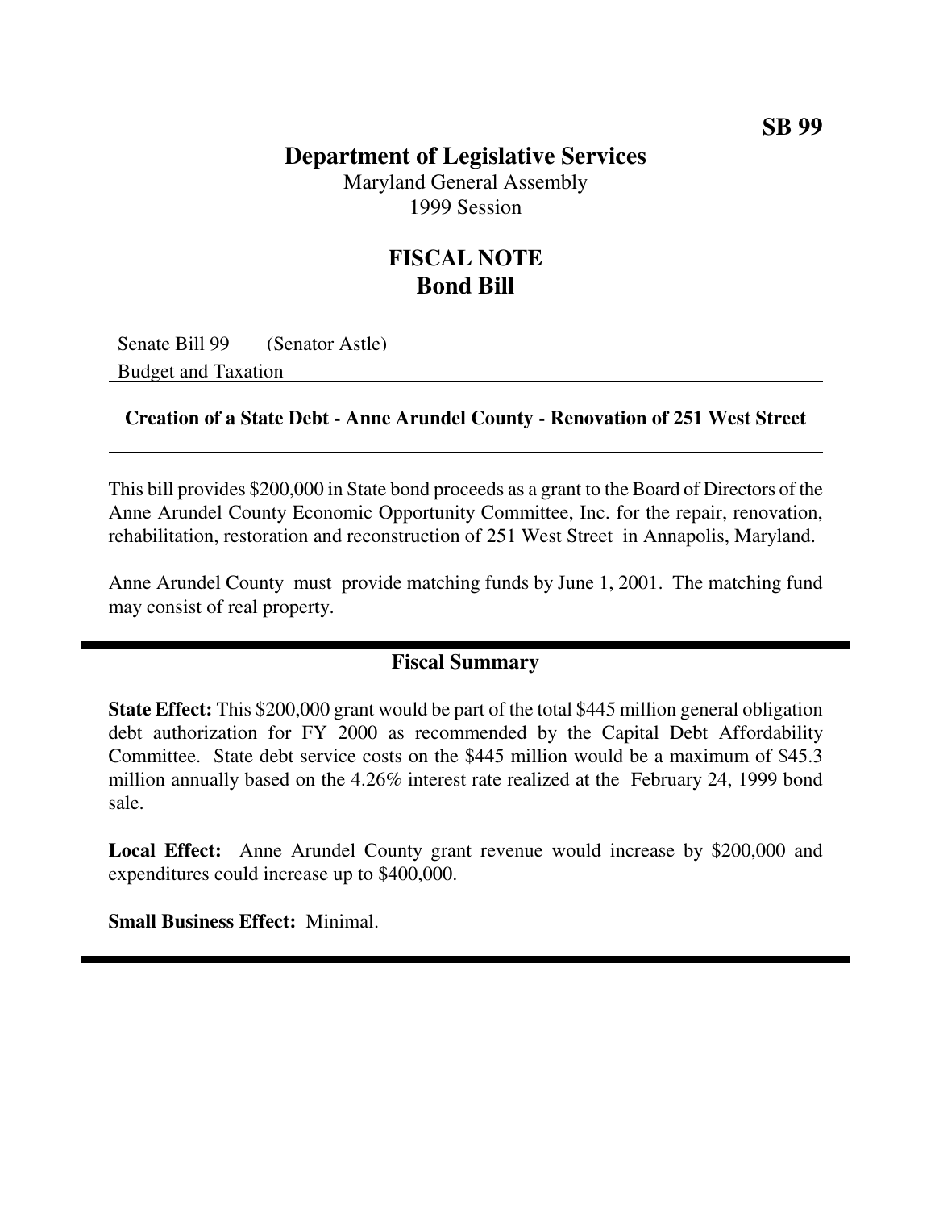**SB 99**

# Department of Legislative Services

Maryland General Assembly
1999 Session

## FISCAL NOTE
## Bond Bill

Senate Bill 99 (Senator Astle)
Budget and Taxation

**Creation of a State Debt - Anne Arundel County - Renovation of 251 West Street**

This bill provides $200,000 in State bond proceeds as a grant to the Board of Directors of the Anne Arundel County Economic Opportunity Committee, Inc. for the repair, renovation, rehabilitation, restoration and reconstruction of 251 West Street in Annapolis, Maryland.

Anne Arundel County must provide matching funds by June 1, 2001. The matching fund may consist of real property.

## Fiscal Summary

**State Effect:** This $200,000 grant would be part of the total $445 million general obligation debt authorization for FY 2000 as recommended by the Capital Debt Affordability Committee. State debt service costs on the $445 million would be a maximum of $45.3 million annually based on the 4.26% interest rate realized at the February 24, 1999 bond sale.

**Local Effect:** Anne Arundel County grant revenue would increase by $200,000 and expenditures could increase up to $400,000.

**Small Business Effect:** Minimal.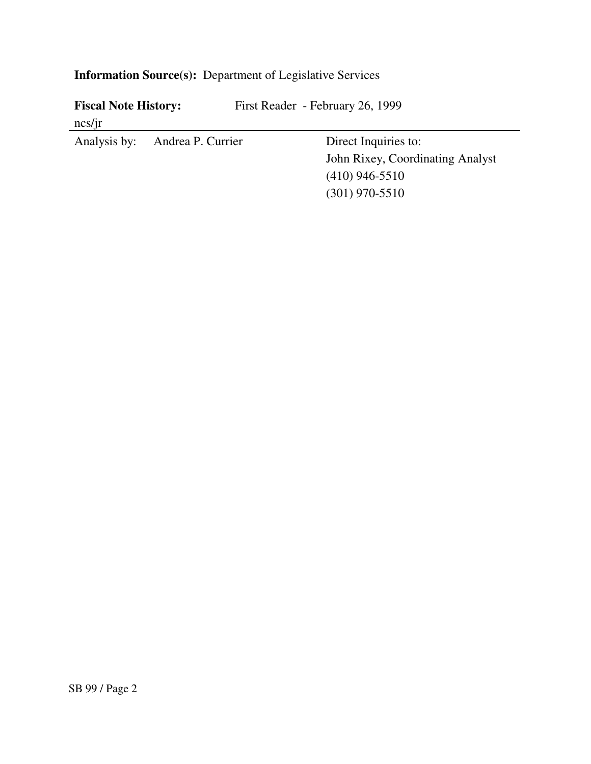**Information Source(s):** Department of Legislative Services

**Fiscal Note History:** First Reader - February 26, 1999

ncs/jr

---

Analysis by: Andrea P. Currier

Direct Inquiries to:
John Rixey, Coordinating Analyst
(410) 946-5510
(301) 970-5510